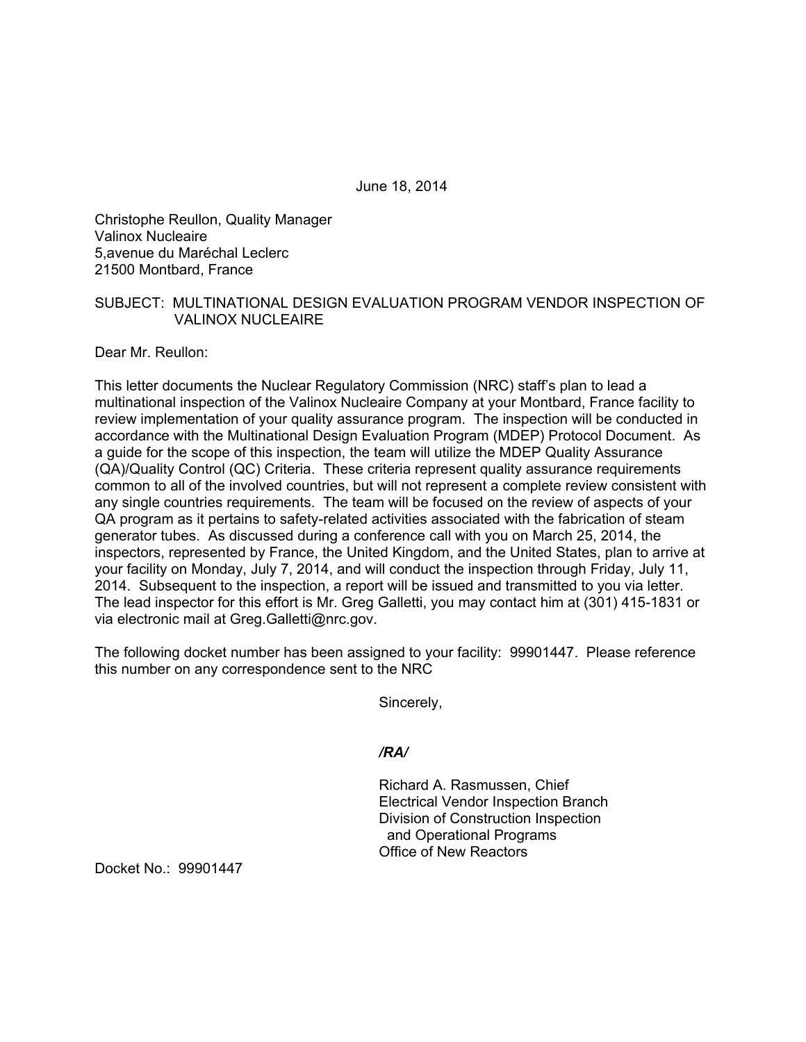June 18, 2014

Christophe Reullon, Quality Manager
Valinox Nucleaire
5,avenue du Maréchal Leclerc
21500 Montbard, France

SUBJECT: MULTINATIONAL DESIGN EVALUATION PROGRAM VENDOR INSPECTION OF VALINOX NUCLEAIRE

Dear Mr. Reullon:

This letter documents the Nuclear Regulatory Commission (NRC) staff's plan to lead a multinational inspection of the Valinox Nucleaire Company at your Montbard, France facility to review implementation of your quality assurance program. The inspection will be conducted in accordance with the Multinational Design Evaluation Program (MDEP) Protocol Document. As a guide for the scope of this inspection, the team will utilize the MDEP Quality Assurance (QA)/Quality Control (QC) Criteria. These criteria represent quality assurance requirements common to all of the involved countries, but will not represent a complete review consistent with any single countries requirements. The team will be focused on the review of aspects of your QA program as it pertains to safety-related activities associated with the fabrication of steam generator tubes. As discussed during a conference call with you on March 25, 2014, the inspectors, represented by France, the United Kingdom, and the United States, plan to arrive at your facility on Monday, July 7, 2014, and will conduct the inspection through Friday, July 11, 2014. Subsequent to the inspection, a report will be issued and transmitted to you via letter. The lead inspector for this effort is Mr. Greg Galletti, you may contact him at (301) 415-1831 or via electronic mail at Greg.Galletti@nrc.gov.

The following docket number has been assigned to your facility: 99901447. Please reference this number on any correspondence sent to the NRC

Sincerely,

*/RA/*

Richard A. Rasmussen, Chief
Electrical Vendor Inspection Branch
Division of Construction Inspection
and Operational Programs
Office of New Reactors

Docket No.: 99901447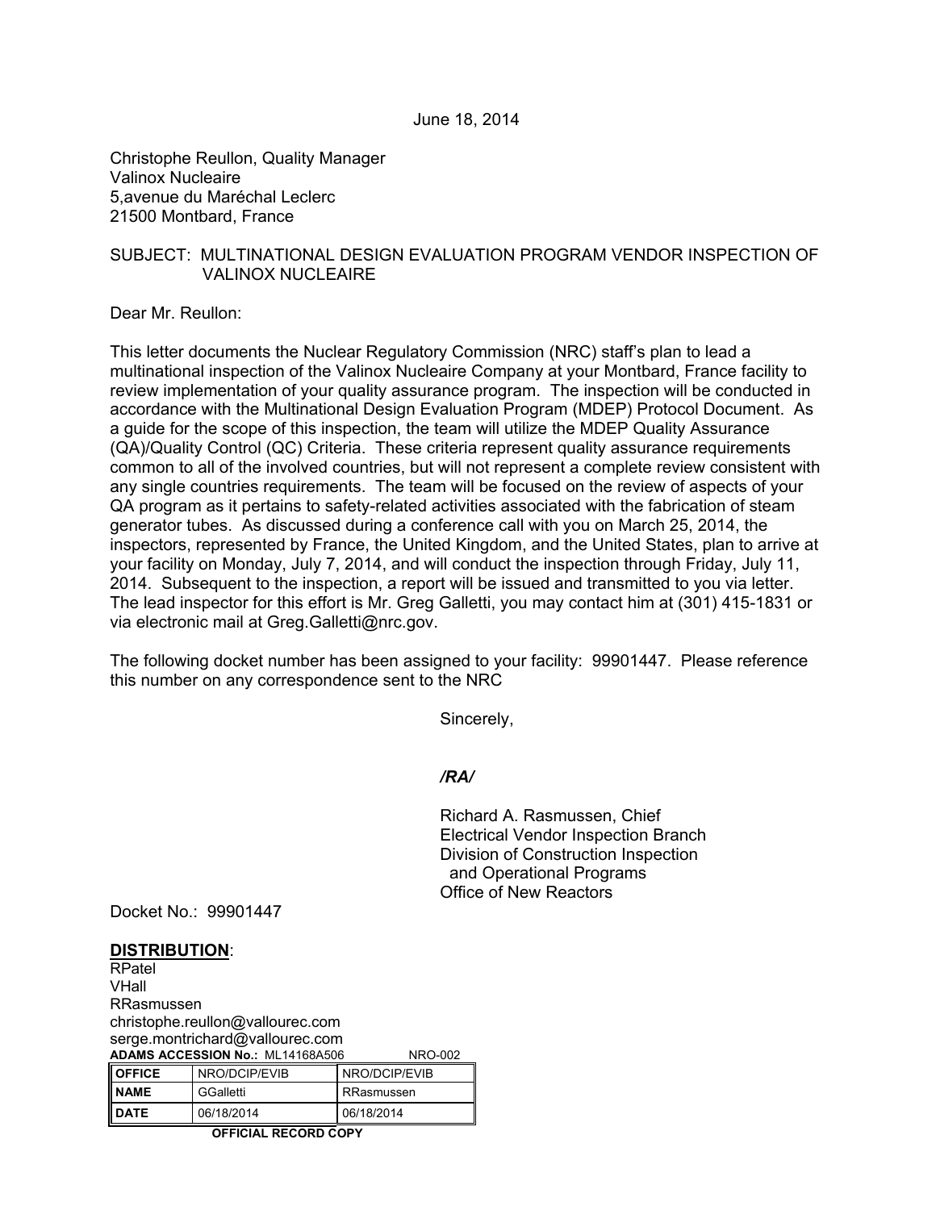June 18, 2014

Christophe Reullon, Quality Manager
Valinox Nucleaire
5,avenue du Maréchal Leclerc
21500 Montbard, France

SUBJECT: MULTINATIONAL DESIGN EVALUATION PROGRAM VENDOR INSPECTION OF VALINOX NUCLEAIRE

Dear Mr. Reullon:

This letter documents the Nuclear Regulatory Commission (NRC) staff's plan to lead a multinational inspection of the Valinox Nucleaire Company at your Montbard, France facility to review implementation of your quality assurance program. The inspection will be conducted in accordance with the Multinational Design Evaluation Program (MDEP) Protocol Document. As a guide for the scope of this inspection, the team will utilize the MDEP Quality Assurance (QA)/Quality Control (QC) Criteria. These criteria represent quality assurance requirements common to all of the involved countries, but will not represent a complete review consistent with any single countries requirements. The team will be focused on the review of aspects of your QA program as it pertains to safety-related activities associated with the fabrication of steam generator tubes. As discussed during a conference call with you on March 25, 2014, the inspectors, represented by France, the United Kingdom, and the United States, plan to arrive at your facility on Monday, July 7, 2014, and will conduct the inspection through Friday, July 11, 2014. Subsequent to the inspection, a report will be issued and transmitted to you via letter. The lead inspector for this effort is Mr. Greg Galletti, you may contact him at (301) 415-1831 or via electronic mail at Greg.Galletti@nrc.gov.

The following docket number has been assigned to your facility: 99901447. Please reference this number on any correspondence sent to the NRC

Sincerely,

*/RA/*

Richard A. Rasmussen, Chief
Electrical Vendor Inspection Branch
Division of Construction Inspection
and Operational Programs
Office of New Reactors

Docket No.: 99901447

**DISTRIBUTION**:
RPatel
VHall
RRasmussen
christophe.reullon@vallourec.com
serge.montrichard@vallourec.com

**ADAMS ACCESSION No.:** ML14168A506 NRO-002

| | | |
|---|---|---|
| **OFFICE** | NRO/DCIP/EVIB | NRO/DCIP/EVIB |
| **NAME** | GGalletti | RRasmussen |
| **DATE** | 06/18/2014 | 06/18/2014 |

**OFFICIAL RECORD COPY**